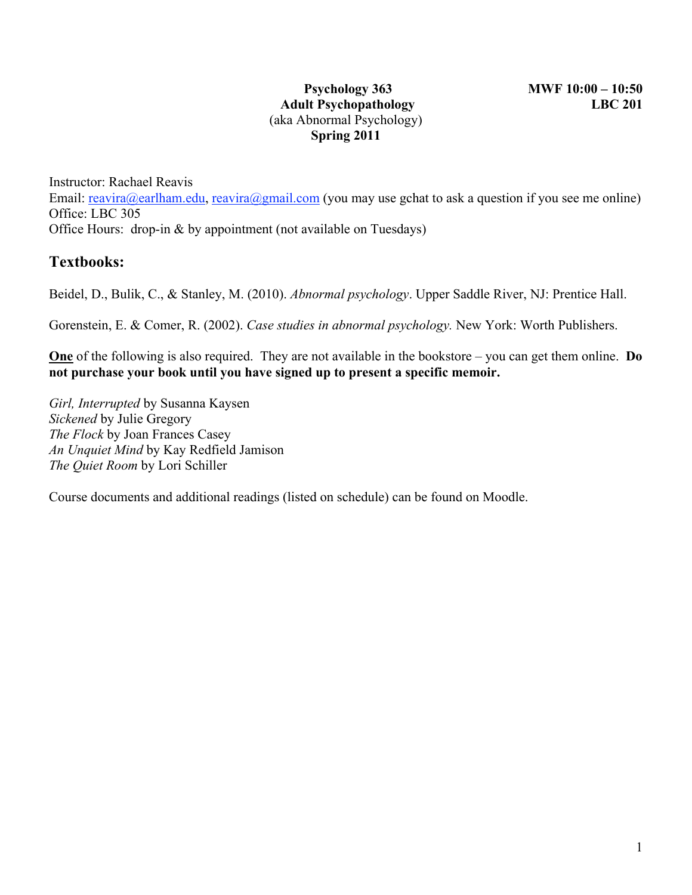**Psychology 363**
**Adult Psychopathology**
(aka Abnormal Psychology)
**Spring 2011**

**MWF 10:00 – 10:50**
**LBC 201**

Instructor: Rachael Reavis
Email: reavira@earlham.edu, reavira@gmail.com (you may use gchat to ask a question if you see me online)
Office: LBC 305
Office Hours: drop-in & by appointment (not available on Tuesdays)

## Textbooks:

Beidel, D., Bulik, C., & Stanley, M. (2010). *Abnormal psychology*. Upper Saddle River, NJ: Prentice Hall.

Gorenstein, E. & Comer, R. (2002). *Case studies in abnormal psychology.* New York: Worth Publishers.

<u>**One**</u> of the following is also required. They are not available in the bookstore – you can get them online. **Do not purchase your book until you have signed up to present a specific memoir.**

*Girl, Interrupted* by Susanna Kaysen
*Sickened* by Julie Gregory
*The Flock* by Joan Frances Casey
*An Unquiet Mind* by Kay Redfield Jamison
*The Quiet Room* by Lori Schiller

Course documents and additional readings (listed on schedule) can be found on Moodle.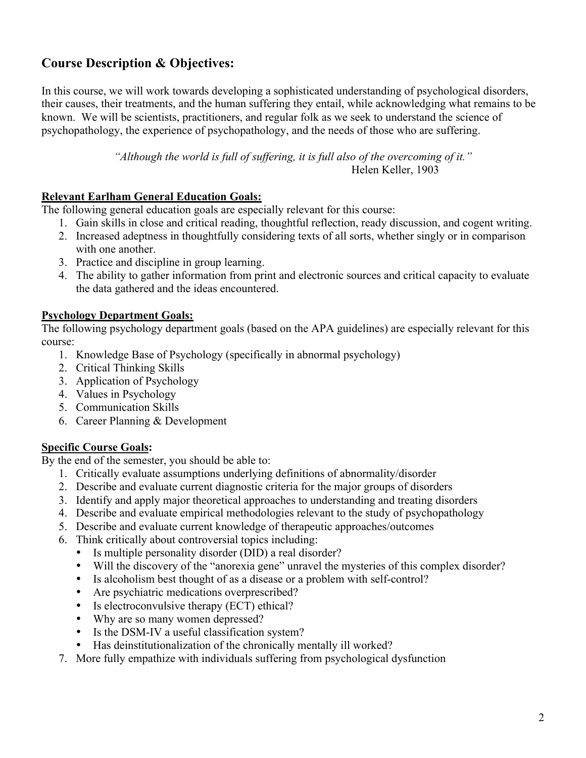## Course Description & Objectives:

In this course, we will work towards developing a sophisticated understanding of psychological disorders, their causes, their treatments, and the human suffering they entail, while acknowledging what remains to be known. We will be scientists, practitioners, and regular folk as we seek to understand the science of psychopathology, the experience of psychopathology, and the needs of those who are suffering.

> *"Although the world is full of suffering, it is full also of the overcoming of it."*
> Helen Keller, 1903

**Relevant Earlham General Education Goals:**

The following general education goals are especially relevant for this course:

1. Gain skills in close and critical reading, thoughtful reflection, ready discussion, and cogent writing.
2. Increased adeptness in thoughtfully considering texts of all sorts, whether singly or in comparison with one another.
3. Practice and discipline in group learning.
4. The ability to gather information from print and electronic sources and critical capacity to evaluate the data gathered and the ideas encountered.

**Psychology Department Goals:**

The following psychology department goals (based on the APA guidelines) are especially relevant for this course:

1. Knowledge Base of Psychology (specifically in abnormal psychology)
2. Critical Thinking Skills
3. Application of Psychology
4. Values in Psychology
5. Communication Skills
6. Career Planning & Development

**Specific Course Goals:**

By the end of the semester, you should be able to:

1. Critically evaluate assumptions underlying definitions of abnormality/disorder
2. Describe and evaluate current diagnostic criteria for the major groups of disorders
3. Identify and apply major theoretical approaches to understanding and treating disorders
4. Describe and evaluate empirical methodologies relevant to the study of psychopathology
5. Describe and evaluate current knowledge of therapeutic approaches/outcomes
6. Think critically about controversial topics including:
   - Is multiple personality disorder (DID) a real disorder?
   - Will the discovery of the "anorexia gene" unravel the mysteries of this complex disorder?
   - Is alcoholism best thought of as a disease or a problem with self-control?
   - Are psychiatric medications overprescribed?
   - Is electroconvulsive therapy (ECT) ethical?
   - Why are so many women depressed?
   - Is the DSM-IV a useful classification system?
   - Has deinstitutionalization of the chronically mentally ill worked?
7. More fully empathize with individuals suffering from psychological dysfunction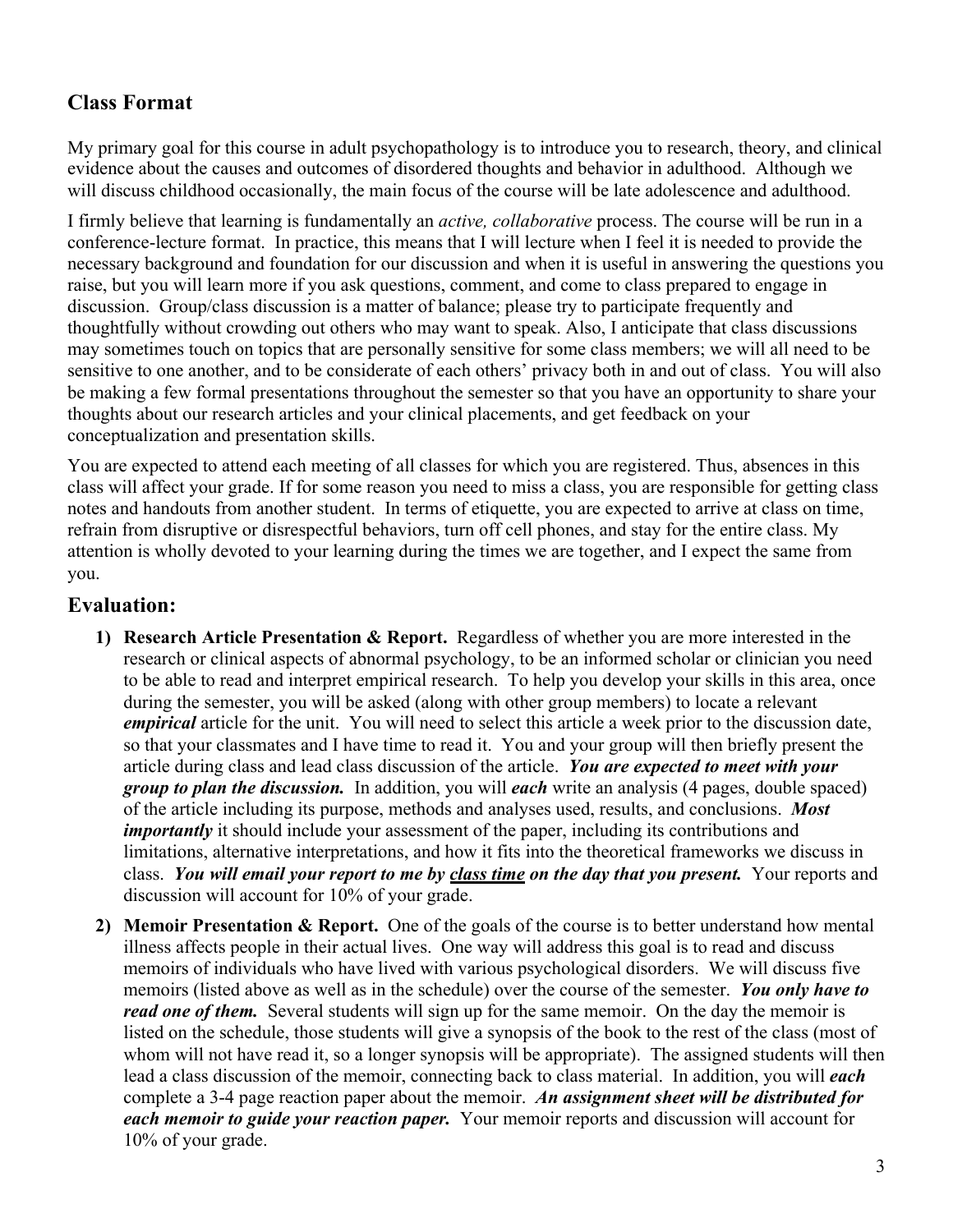## Class Format

My primary goal for this course in adult psychopathology is to introduce you to research, theory, and clinical evidence about the causes and outcomes of disordered thoughts and behavior in adulthood. Although we will discuss childhood occasionally, the main focus of the course will be late adolescence and adulthood.

I firmly believe that learning is fundamentally an *active, collaborative* process. The course will be run in a conference-lecture format. In practice, this means that I will lecture when I feel it is needed to provide the necessary background and foundation for our discussion and when it is useful in answering the questions you raise, but you will learn more if you ask questions, comment, and come to class prepared to engage in discussion. Group/class discussion is a matter of balance; please try to participate frequently and thoughtfully without crowding out others who may want to speak. Also, I anticipate that class discussions may sometimes touch on topics that are personally sensitive for some class members; we will all need to be sensitive to one another, and to be considerate of each others' privacy both in and out of class. You will also be making a few formal presentations throughout the semester so that you have an opportunity to share your thoughts about our research articles and your clinical placements, and get feedback on your conceptualization and presentation skills.

You are expected to attend each meeting of all classes for which you are registered. Thus, absences in this class will affect your grade. If for some reason you need to miss a class, you are responsible for getting class notes and handouts from another student. In terms of etiquette, you are expected to arrive at class on time, refrain from disruptive or disrespectful behaviors, turn off cell phones, and stay for the entire class. My attention is wholly devoted to your learning during the times we are together, and I expect the same from you.

## Evaluation:

1) **Research Article Presentation & Report.** Regardless of whether you are more interested in the research or clinical aspects of abnormal psychology, to be an informed scholar or clinician you need to be able to read and interpret empirical research. To help you develop your skills in this area, once during the semester, you will be asked (along with other group members) to locate a relevant ***empirical*** article for the unit. You will need to select this article a week prior to the discussion date, so that your classmates and I have time to read it. You and your group will then briefly present the article during class and lead class discussion of the article. ***You are expected to meet with your group to plan the discussion.*** In addition, you will ***each*** write an analysis (4 pages, double spaced) of the article including its purpose, methods and analyses used, results, and conclusions. ***Most importantly*** it should include your assessment of the paper, including its contributions and limitations, alternative interpretations, and how it fits into the theoretical frameworks we discuss in class. ***You will email your report to me by <u>class time</u> on the day that you present.*** Your reports and discussion will account for 10% of your grade.

2) **Memoir Presentation & Report.** One of the goals of the course is to better understand how mental illness affects people in their actual lives. One way will address this goal is to read and discuss memoirs of individuals who have lived with various psychological disorders. We will discuss five memoirs (listed above as well as in the schedule) over the course of the semester. ***You only have to read one of them.*** Several students will sign up for the same memoir. On the day the memoir is listed on the schedule, those students will give a synopsis of the book to the rest of the class (most of whom will not have read it, so a longer synopsis will be appropriate). The assigned students will then lead a class discussion of the memoir, connecting back to class material. In addition, you will ***each*** complete a 3-4 page reaction paper about the memoir. ***An assignment sheet will be distributed for each memoir to guide your reaction paper.*** Your memoir reports and discussion will account for 10% of your grade.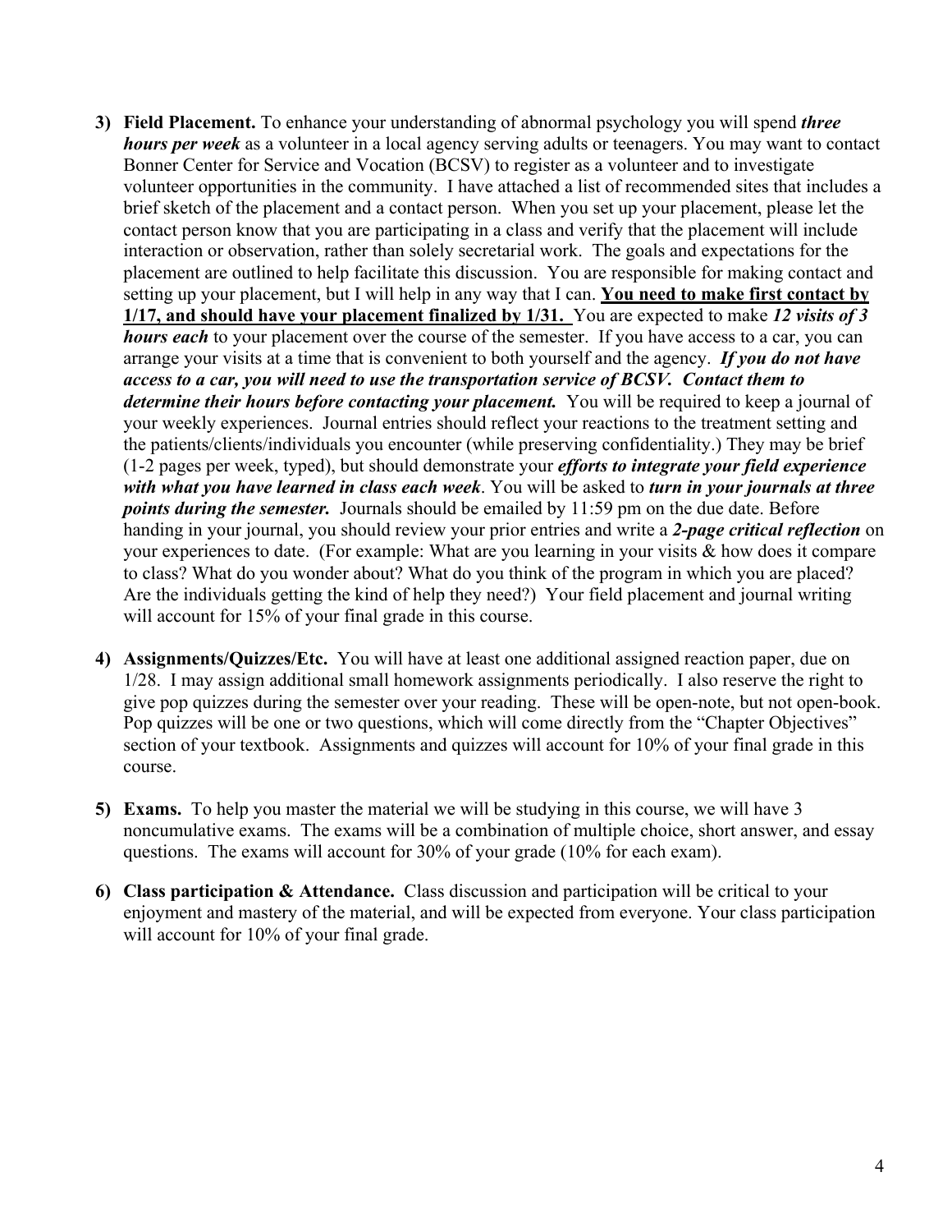3) **Field Placement.** To enhance your understanding of abnormal psychology you will spend ***three hours per week*** as a volunteer in a local agency serving adults or teenagers. You may want to contact Bonner Center for Service and Vocation (BCSV) to register as a volunteer and to investigate volunteer opportunities in the community. I have attached a list of recommended sites that includes a brief sketch of the placement and a contact person. When you set up your placement, please let the contact person know that you are participating in a class and verify that the placement will include interaction or observation, rather than solely secretarial work. The goals and expectations for the placement are outlined to help facilitate this discussion. You are responsible for making contact and setting up your placement, but I will help in any way that I can. <u>**You need to make first contact by 1/17, and should have your placement finalized by 1/31.**</u> You are expected to make ***12 visits of 3 hours each*** to your placement over the course of the semester. If you have access to a car, you can arrange your visits at a time that is convenient to both yourself and the agency. ***If you do not have access to a car, you will need to use the transportation service of BCSV. Contact them to determine their hours before contacting your placement.*** You will be required to keep a journal of your weekly experiences. Journal entries should reflect your reactions to the treatment setting and the patients/clients/individuals you encounter (while preserving confidentiality.) They may be brief (1-2 pages per week, typed), but should demonstrate your ***efforts to integrate your field experience with what you have learned in class each week***. You will be asked to ***turn in your journals at three points during the semester.*** Journals should be emailed by 11:59 pm on the due date. Before handing in your journal, you should review your prior entries and write a ***2-page critical reflection*** on your experiences to date. (For example: What are you learning in your visits & how does it compare to class? What do you wonder about? What do you think of the program in which you are placed? Are the individuals getting the kind of help they need?) Your field placement and journal writing will account for 15% of your final grade in this course.

4) **Assignments/Quizzes/Etc.** You will have at least one additional assigned reaction paper, due on 1/28. I may assign additional small homework assignments periodically. I also reserve the right to give pop quizzes during the semester over your reading. These will be open-note, but not open-book. Pop quizzes will be one or two questions, which will come directly from the "Chapter Objectives" section of your textbook. Assignments and quizzes will account for 10% of your final grade in this course.

5) **Exams.** To help you master the material we will be studying in this course, we will have 3 noncumulative exams. The exams will be a combination of multiple choice, short answer, and essay questions. The exams will account for 30% of your grade (10% for each exam).

6) **Class participation & Attendance.** Class discussion and participation will be critical to your enjoyment and mastery of the material, and will be expected from everyone. Your class participation will account for 10% of your final grade.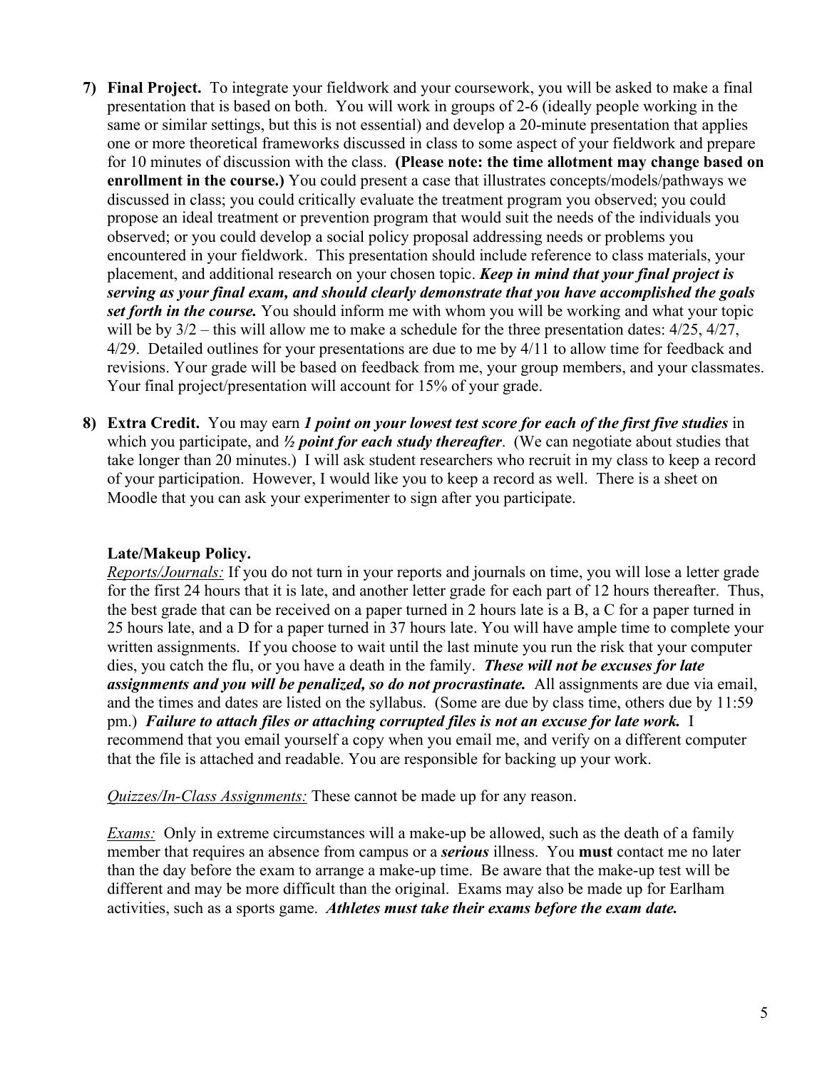7) **Final Project.** To integrate your fieldwork and your coursework, you will be asked to make a final presentation that is based on both. You will work in groups of 2-6 (ideally people working in the same or similar settings, but this is not essential) and develop a 20-minute presentation that applies one or more theoretical frameworks discussed in class to some aspect of your fieldwork and prepare for 10 minutes of discussion with the class. **(Please note: the time allotment may change based on enrollment in the course.)** You could present a case that illustrates concepts/models/pathways we discussed in class; you could critically evaluate the treatment program you observed; you could propose an ideal treatment or prevention program that would suit the needs of the individuals you observed; or you could develop a social policy proposal addressing needs or problems you encountered in your fieldwork. This presentation should include reference to class materials, your placement, and additional research on your chosen topic. ***Keep in mind that your final project is serving as your final exam, and should clearly demonstrate that you have accomplished the goals set forth in the course.*** You should inform me with whom you will be working and what your topic will be by 3/2 – this will allow me to make a schedule for the three presentation dates: 4/25, 4/27, 4/29. Detailed outlines for your presentations are due to me by 4/11 to allow time for feedback and revisions. Your grade will be based on feedback from me, your group members, and your classmates. Your final project/presentation will account for 15% of your grade.

8) **Extra Credit.** You may earn ***1 point on your lowest test score for each of the first five studies*** in which you participate, and ***½ point for each study thereafter***. (We can negotiate about studies that take longer than 20 minutes.) I will ask student researchers who recruit in my class to keep a record of your participation. However, I would like you to keep a record as well. There is a sheet on Moodle that you can ask your experimenter to sign after you participate.

**Late/Makeup Policy.**

*Reports/Journals:* If you do not turn in your reports and journals on time, you will lose a letter grade for the first 24 hours that it is late, and another letter grade for each part of 12 hours thereafter. Thus, the best grade that can be received on a paper turned in 2 hours late is a B, a C for a paper turned in 25 hours late, and a D for a paper turned in 37 hours late. You will have ample time to complete your written assignments. If you choose to wait until the last minute you run the risk that your computer dies, you catch the flu, or you have a death in the family. ***These will not be excuses for late assignments and you will be penalized, so do not procrastinate.*** All assignments are due via email, and the times and dates are listed on the syllabus. (Some are due by class time, others due by 11:59 pm.) ***Failure to attach files or attaching corrupted files is not an excuse for late work.*** I recommend that you email yourself a copy when you email me, and verify on a different computer that the file is attached and readable. You are responsible for backing up your work.

*Quizzes/In-Class Assignments:* These cannot be made up for any reason.

*Exams:* Only in extreme circumstances will a make-up be allowed, such as the death of a family member that requires an absence from campus or a ***serious*** illness. You **must** contact me no later than the day before the exam to arrange a make-up time. Be aware that the make-up test will be different and may be more difficult than the original. Exams may also be made up for Earlham activities, such as a sports game. ***Athletes must take their exams before the exam date.***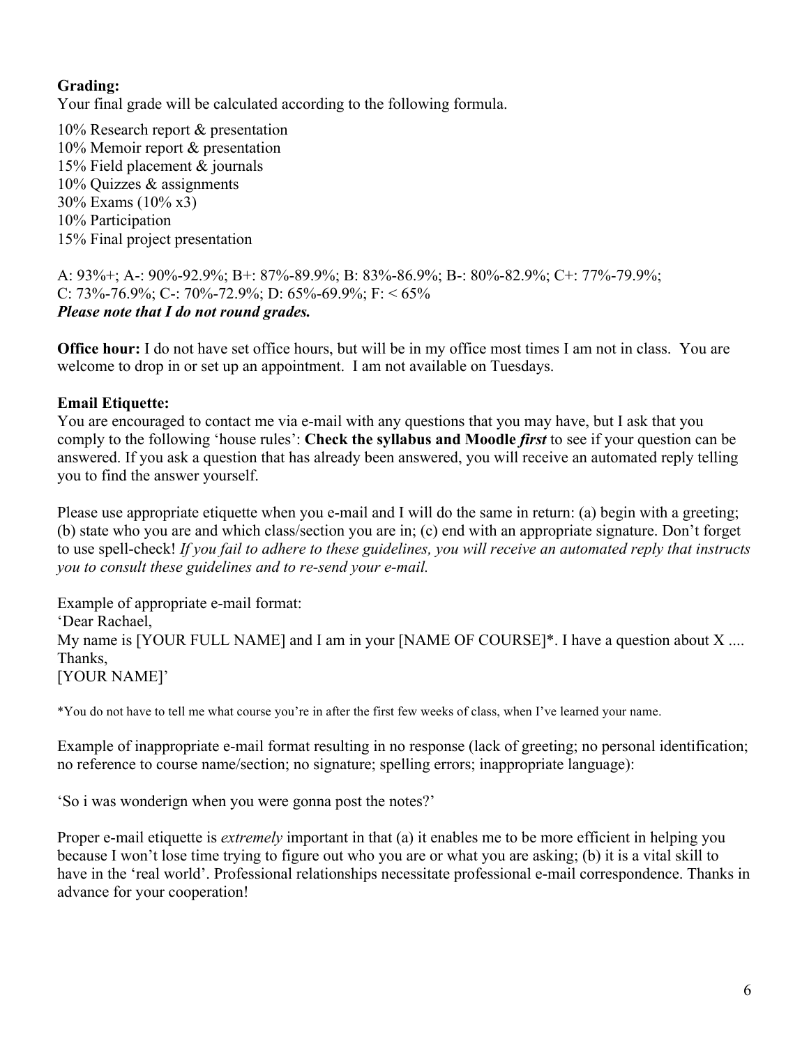**Grading:**
Your final grade will be calculated according to the following formula.

10% Research report & presentation
10% Memoir report & presentation
15% Field placement & journals
10% Quizzes & assignments
30% Exams (10% x3)
10% Participation
15% Final project presentation

A: 93%+; A-: 90%-92.9%; B+: 87%-89.9%; B: 83%-86.9%; B-: 80%-82.9%; C+: 77%-79.9%; C: 73%-76.9%; C-: 70%-72.9%; D: 65%-69.9%; F: < 65%
***Please note that I do not round grades.***

**Office hour:** I do not have set office hours, but will be in my office most times I am not in class. You are welcome to drop in or set up an appointment. I am not available on Tuesdays.

**Email Etiquette:**
You are encouraged to contact me via e-mail with any questions that you may have, but I ask that you comply to the following 'house rules': **Check the syllabus and Moodle *first*** to see if your question can be answered. If you ask a question that has already been answered, you will receive an automated reply telling you to find the answer yourself.

Please use appropriate etiquette when you e-mail and I will do the same in return: (a) begin with a greeting; (b) state who you are and which class/section you are in; (c) end with an appropriate signature. Don't forget to use spell-check! *If you fail to adhere to these guidelines, you will receive an automated reply that instructs you to consult these guidelines and to re-send your e-mail.*

Example of appropriate e-mail format:
'Dear Rachael,
My name is [YOUR FULL NAME] and I am in your [NAME OF COURSE]*. I have a question about X ....
Thanks,
[YOUR NAME]'

*You do not have to tell me what course you're in after the first few weeks of class, when I've learned your name.

Example of inappropriate e-mail format resulting in no response (lack of greeting; no personal identification; no reference to course name/section; no signature; spelling errors; inappropriate language):

'So i was wonderign when you were gonna post the notes?'

Proper e-mail etiquette is *extremely* important in that (a) it enables me to be more efficient in helping you because I won't lose time trying to figure out who you are or what you are asking; (b) it is a vital skill to have in the 'real world'. Professional relationships necessitate professional e-mail correspondence. Thanks in advance for your cooperation!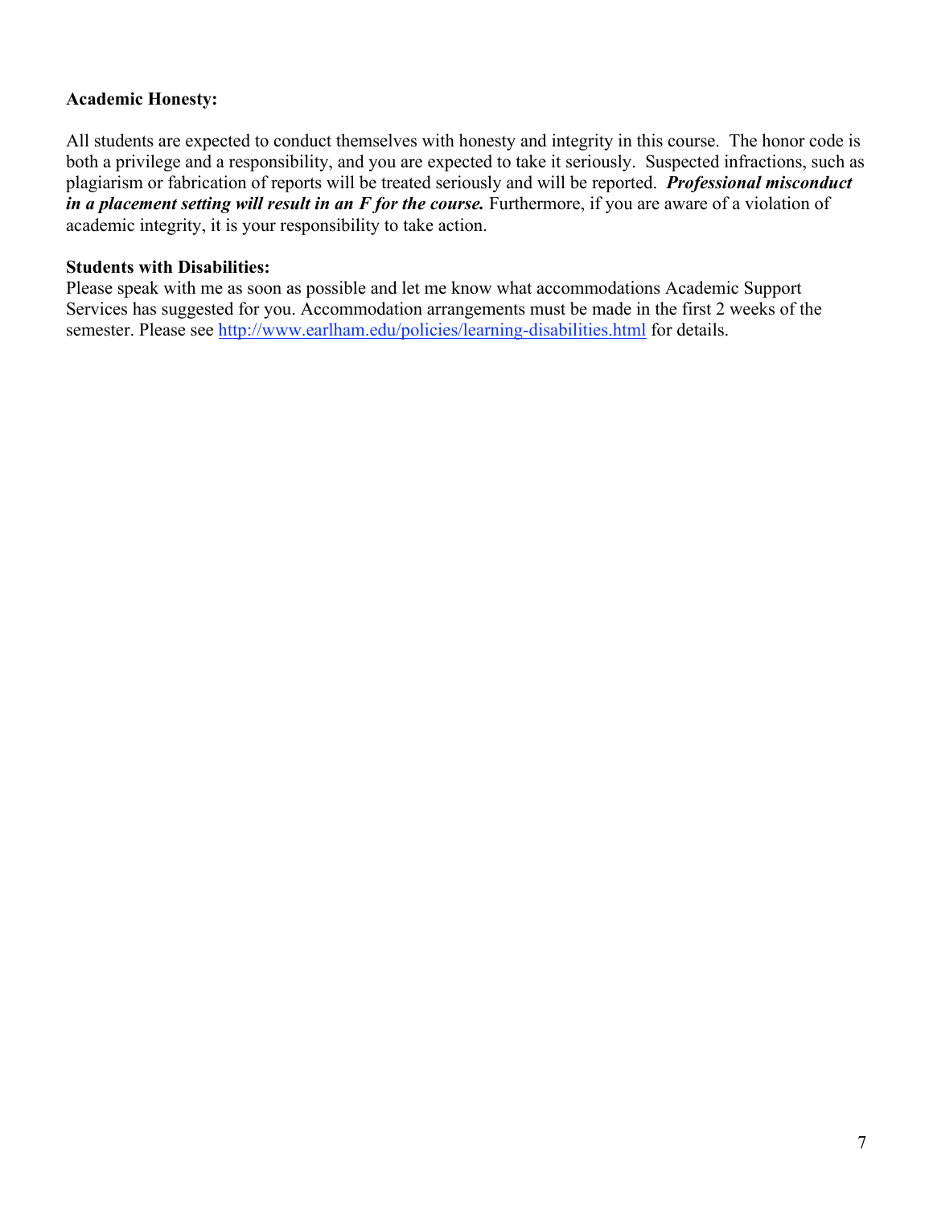**Academic Honesty:**

All students are expected to conduct themselves with honesty and integrity in this course. The honor code is both a privilege and a responsibility, and you are expected to take it seriously. Suspected infractions, such as plagiarism or fabrication of reports will be treated seriously and will be reported. ***Professional misconduct in a placement setting will result in an F for the course.*** Furthermore, if you are aware of a violation of academic integrity, it is your responsibility to take action.

**Students with Disabilities:**

Please speak with me as soon as possible and let me know what accommodations Academic Support Services has suggested for you. Accommodation arrangements must be made in the first 2 weeks of the semester. Please see [http://www.earlham.edu/policies/learning-disabilities.html](http://www.earlham.edu/policies/learning-disabilities.html) for details.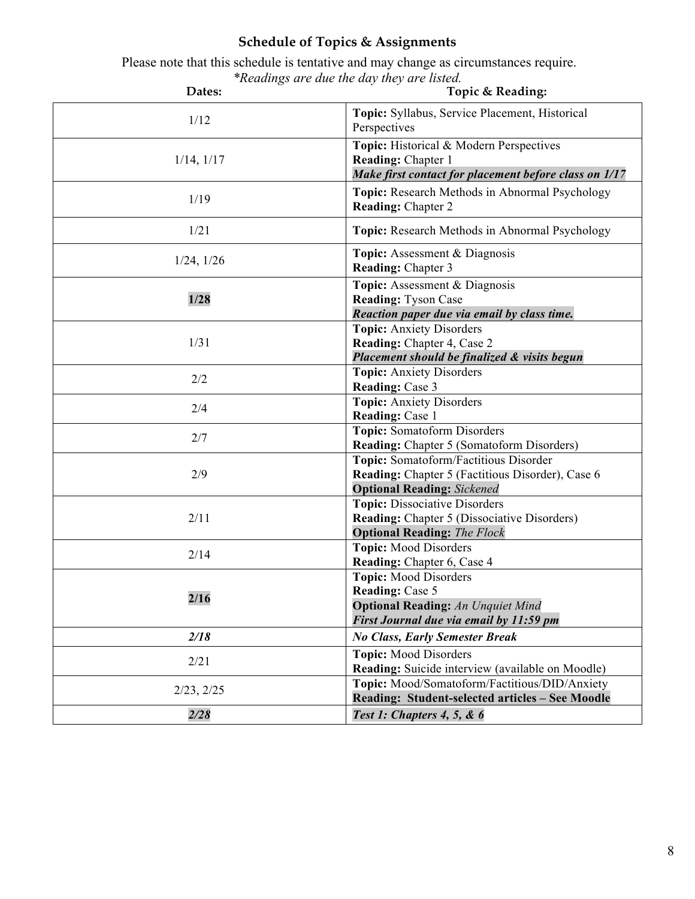## Schedule of Topics & Assignments

Please note that this schedule is tentative and may change as circumstances require.
*\*Readings are due the day they are listed.*

| Dates: | Topic & Reading: |
|---|---|
| 1/12 | **Topic:** Syllabus, Service Placement, Historical Perspectives |
| 1/14, 1/17 | **Topic:** Historical & Modern Perspectives<br>**Reading:** Chapter 1<br>***Make first contact for placement before class on 1/17*** |
| 1/19 | **Topic:** Research Methods in Abnormal Psychology<br>**Reading:** Chapter 2 |
| 1/21 | **Topic:** Research Methods in Abnormal Psychology |
| 1/24, 1/26 | **Topic:** Assessment & Diagnosis<br>**Reading:** Chapter 3 |
| **1/28** | **Topic:** Assessment & Diagnosis<br>**Reading:** Tyson Case<br>***Reaction paper due via email by class time.*** |
| 1/31 | **Topic:** Anxiety Disorders<br>**Reading:** Chapter 4, Case 2<br>***Placement should be finalized & visits begun*** |
| 2/2 | **Topic:** Anxiety Disorders<br>**Reading:** Case 3 |
| 2/4 | **Topic:** Anxiety Disorders<br>**Reading:** Case 1 |
| 2/7 | **Topic:** Somatoform Disorders<br>**Reading:** Chapter 5 (Somatoform Disorders) |
| 2/9 | **Topic:** Somatoform/Factitious Disorder<br>**Reading:** Chapter 5 (Factitious Disorder), Case 6<br>**Optional Reading:** *Sickened* |
| 2/11 | **Topic:** Dissociative Disorders<br>**Reading:** Chapter 5 (Dissociative Disorders)<br>**Optional Reading:** *The Flock* |
| 2/14 | **Topic:** Mood Disorders<br>**Reading:** Chapter 6, Case 4 |
| **2/16** | **Topic:** Mood Disorders<br>**Reading:** Case 5<br>**Optional Reading:** *An Unquiet Mind*<br>***First Journal due via email by 11:59 pm*** |
| ***2/18*** | ***No Class, Early Semester Break*** |
| 2/21 | **Topic:** Mood Disorders<br>**Reading:** Suicide interview (available on Moodle) |
| 2/23, 2/25 | **Topic:** Mood/Somatoform/Factitious/DID/Anxiety<br>**Reading: Student-selected articles – See Moodle** |
| ***2/28*** | ***Test 1: Chapters 4, 5, & 6*** |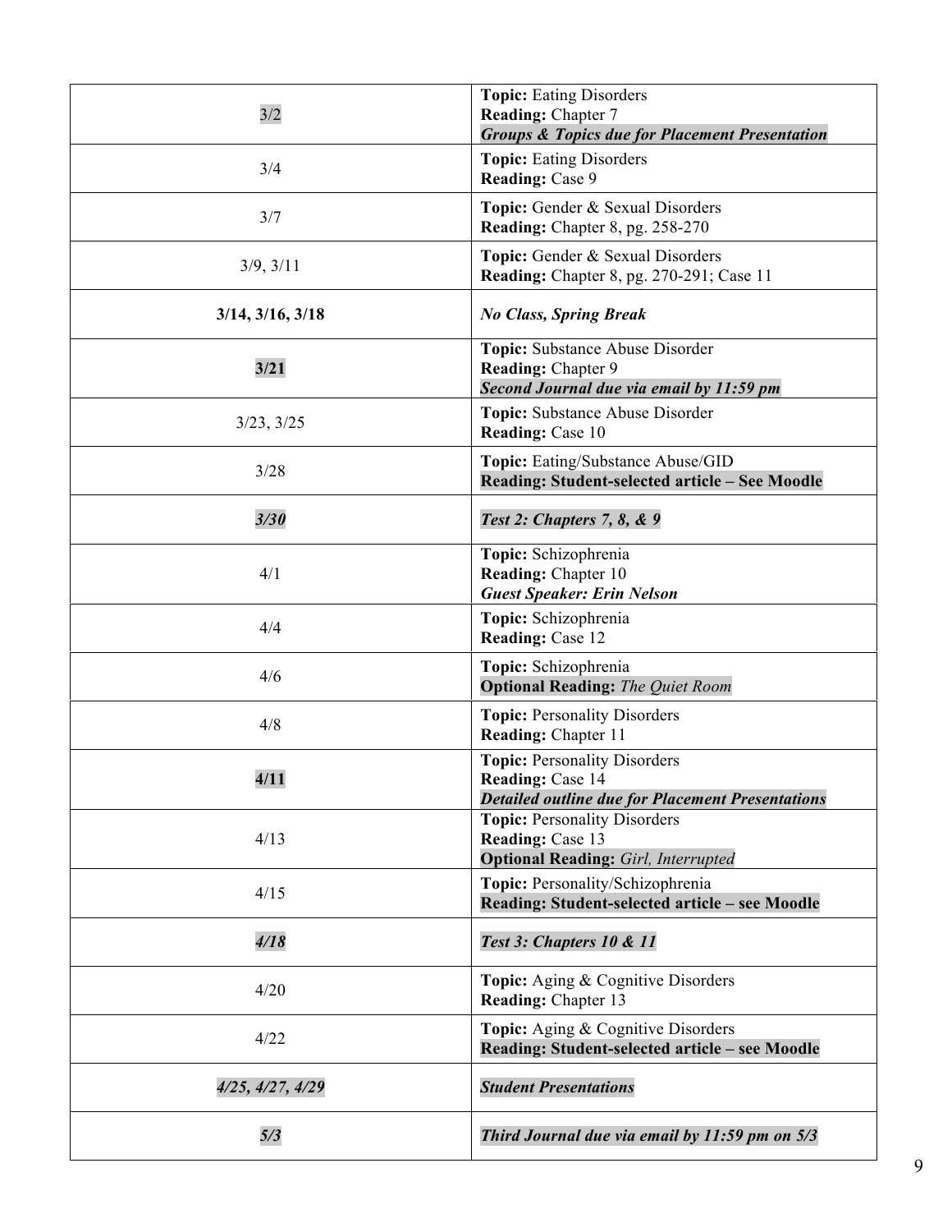| | |
|---|---|
| 3/2 | **Topic:** Eating Disorders<br>**Reading:** Chapter 7<br>***Groups & Topics due for Placement Presentation*** |
| 3/4 | **Topic:** Eating Disorders<br>**Reading:** Case 9 |
| 3/7 | **Topic:** Gender & Sexual Disorders<br>**Reading:** Chapter 8, pg. 258-270 |
| 3/9, 3/11 | **Topic:** Gender & Sexual Disorders<br>**Reading:** Chapter 8, pg. 270-291; Case 11 |
| **3/14, 3/16, 3/18** | ***No Class, Spring Break*** |
| **3/21** | **Topic:** Substance Abuse Disorder<br>**Reading:** Chapter 9<br>***Second Journal due via email by 11:59 pm*** |
| 3/23, 3/25 | **Topic:** Substance Abuse Disorder<br>**Reading:** Case 10 |
| 3/28 | **Topic:** Eating/Substance Abuse/GID<br>**Reading: Student-selected article – See Moodle** |
| ***3/30*** | ***Test 2: Chapters 7, 8, & 9*** |
| 4/1 | **Topic:** Schizophrenia<br>**Reading:** Chapter 10<br>***Guest Speaker: Erin Nelson*** |
| 4/4 | **Topic:** Schizophrenia<br>**Reading:** Case 12 |
| 4/6 | **Topic:** Schizophrenia<br>**Optional Reading:** *The Quiet Room* |
| 4/8 | **Topic:** Personality Disorders<br>**Reading:** Chapter 11 |
| **4/11** | **Topic:** Personality Disorders<br>**Reading:** Case 14<br>***Detailed outline due for Placement Presentations*** |
| 4/13 | **Topic:** Personality Disorders<br>**Reading:** Case 13<br>**Optional Reading:** *Girl, Interrupted* |
| 4/15 | **Topic:** Personality/Schizophrenia<br>**Reading: Student-selected article – see Moodle** |
| ***4/18*** | ***Test 3: Chapters 10 & 11*** |
| 4/20 | **Topic:** Aging & Cognitive Disorders<br>**Reading:** Chapter 13 |
| 4/22 | **Topic:** Aging & Cognitive Disorders<br>**Reading: Student-selected article – see Moodle** |
| ***4/25, 4/27, 4/29*** | ***Student Presentations*** |
| ***5/3*** | ***Third Journal due via email by 11:59 pm on 5/3*** |